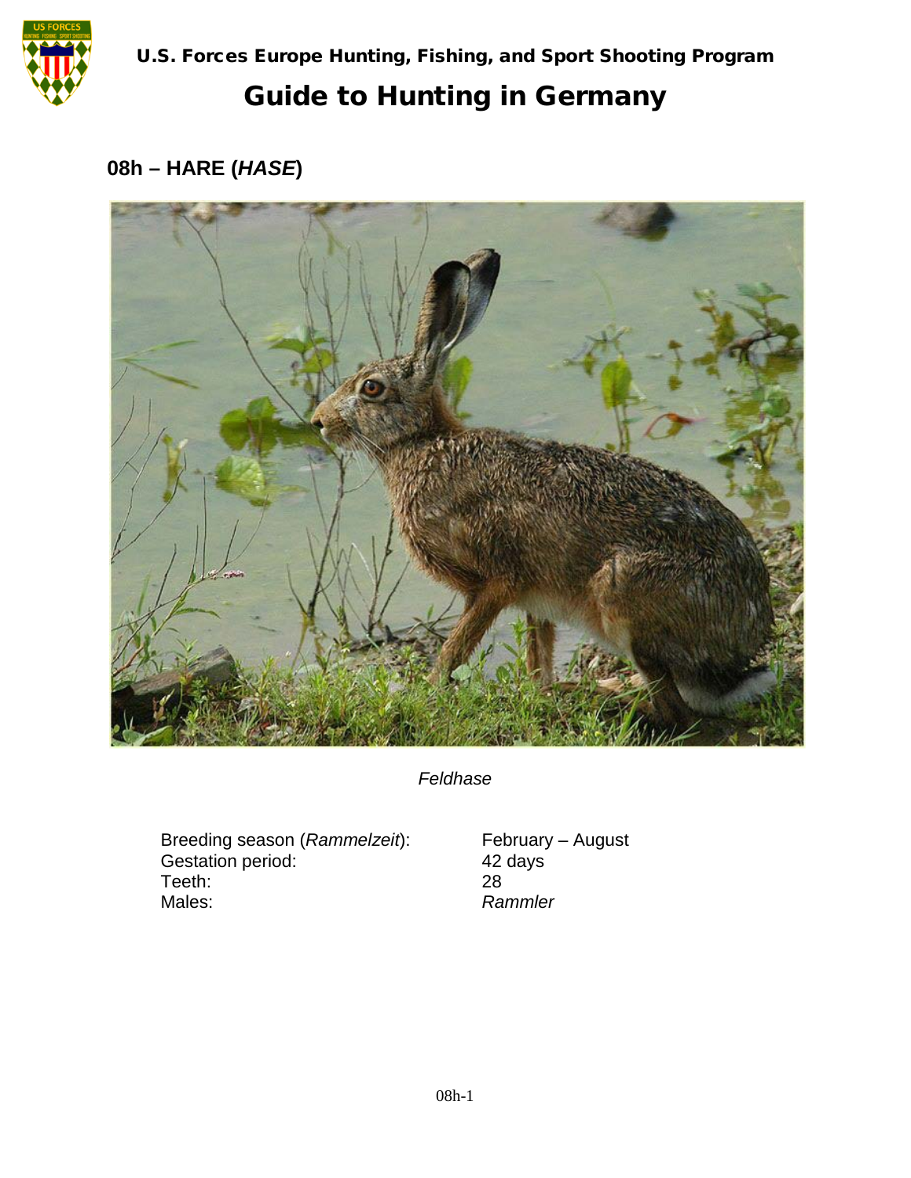# U.S. Forces Europe Hunting, Fishing, and Sport Shooting Program

# Guide to Hunting in Germany

## 08h – HARE (*HASE*)

*Feldhase*

| | |
|---|---|
| Breeding season (*Rammelzeit*): | February – August |
| Gestation period: | 42 days |
| Teeth: | 28 |
| Males: | *Rammler* |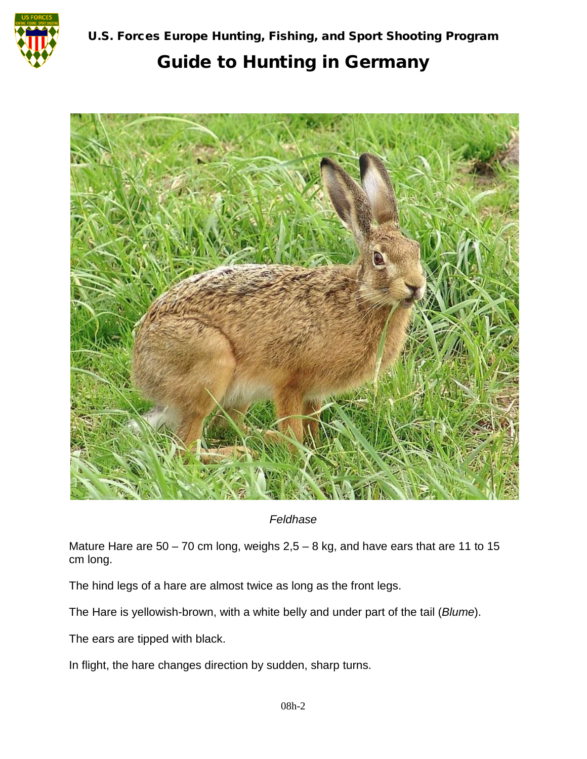U.S. Forces Europe Hunting, Fishing, and Sport Shooting Program

# Guide to Hunting in Germany

*Feldhase*

Mature Hare are 50 – 70 cm long, weighs 2,5 – 8 kg, and have ears that are 11 to 15 cm long.

The hind legs of a hare are almost twice as long as the front legs.

The Hare is yellowish-brown, with a white belly and under part of the tail (*Blume*).

The ears are tipped with black.

In flight, the hare changes direction by sudden, sharp turns.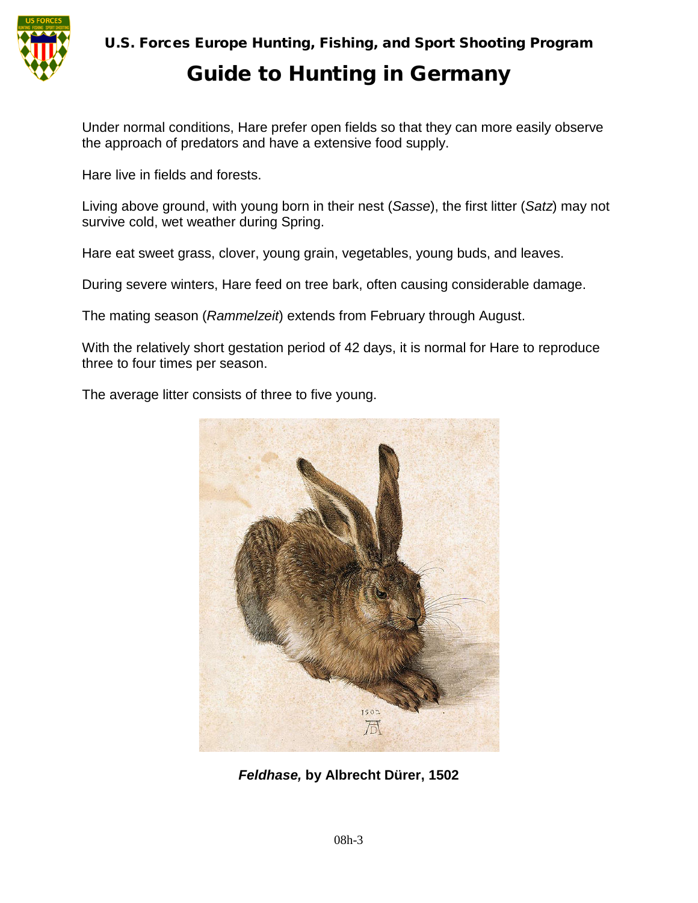Under normal conditions, Hare prefer open fields so that they can more easily observe the approach of predators and have a extensive food supply.

Hare live in fields and forests.

Living above ground, with young born in their nest (*Sasse*), the first litter (*Satz*) may not survive cold, wet weather during Spring.

Hare eat sweet grass, clover, young grain, vegetables, young buds, and leaves.

During severe winters, Hare feed on tree bark, often causing considerable damage.

The mating season (*Rammelzeit*) extends from February through August.

With the relatively short gestation period of 42 days, it is normal for Hare to reproduce three to four times per season.

The average litter consists of three to five young.

***Feldhase,* by Albrecht Dürer, 1502**